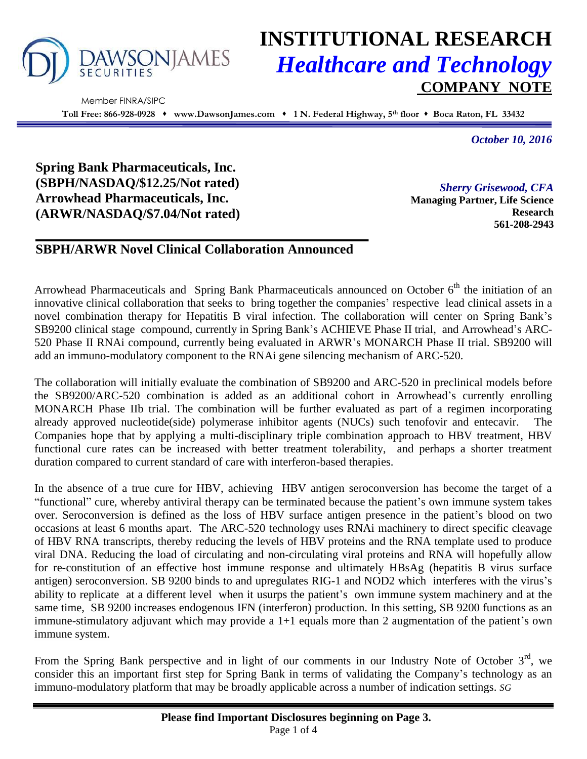# INSTITUTIONAL RESEARCH
## *Healthcare and Technology*
## COMPANY NOTE

DAWSON JAMES SECURITIES

Member FINRA/SIPC

**Toll Free: 866-928-0928 ♦ www.DawsonJames.com ♦ 1 N. Federal Highway, 5th floor ♦ Boca Raton, FL 33432**

*October 10, 2016*

**Spring Bank Pharmaceuticals, Inc.**
**(SBPH/NASDAQ/$12.25/Not rated)**
**Arrowhead Pharmaceuticals, Inc.**
**(ARWR/NASDAQ/$7.04/Not rated)**

*Sherry Grisewood, CFA*
**Managing Partner, Life Science Research**
**561-208-2943**

## SBPH/ARWR Novel Clinical Collaboration Announced

Arrowhead Pharmaceuticals and Spring Bank Pharmaceuticals announced on October 6th the initiation of an innovative clinical collaboration that seeks to bring together the companies' respective lead clinical assets in a novel combination therapy for Hepatitis B viral infection. The collaboration will center on Spring Bank's SB9200 clinical stage compound, currently in Spring Bank's ACHIEVE Phase II trial, and Arrowhead's ARC-520 Phase II RNAi compound, currently being evaluated in ARWR's MONARCH Phase II trial. SB9200 will add an immuno-modulatory component to the RNAi gene silencing mechanism of ARC-520.

The collaboration will initially evaluate the combination of SB9200 and ARC-520 in preclinical models before the SB9200/ARC-520 combination is added as an additional cohort in Arrowhead's currently enrolling MONARCH Phase IIb trial. The combination will be further evaluated as part of a regimen incorporating already approved nucleotide(side) polymerase inhibitor agents (NUCs) such tenofovir and entecavir. The Companies hope that by applying a multi-disciplinary triple combination approach to HBV treatment, HBV functional cure rates can be increased with better treatment tolerability, and perhaps a shorter treatment duration compared to current standard of care with interferon-based therapies.

In the absence of a true cure for HBV, achieving HBV antigen seroconversion has become the target of a "functional" cure, whereby antiviral therapy can be terminated because the patient's own immune system takes over. Seroconversion is defined as the loss of HBV surface antigen presence in the patient's blood on two occasions at least 6 months apart. The ARC-520 technology uses RNAi machinery to direct specific cleavage of HBV RNA transcripts, thereby reducing the levels of HBV proteins and the RNA template used to produce viral DNA. Reducing the load of circulating and non-circulating viral proteins and RNA will hopefully allow for re-constitution of an effective host immune response and ultimately HBsAg (hepatitis B virus surface antigen) seroconversion. SB 9200 binds to and upregulates RIG-1 and NOD2 which interferes with the virus's ability to replicate at a different level when it usurps the patient's own immune system machinery and at the same time, SB 9200 increases endogenous IFN (interferon) production. In this setting, SB 9200 functions as an immune-stimulatory adjuvant which may provide a 1+1 equals more than 2 augmentation of the patient's own immune system.

From the Spring Bank perspective and in light of our comments in our Industry Note of October 3rd, we consider this an important first step for Spring Bank in terms of validating the Company's technology as an immuno-modulatory platform that may be broadly applicable across a number of indication settings. *SG*

**Please find Important Disclosures beginning on Page 3.**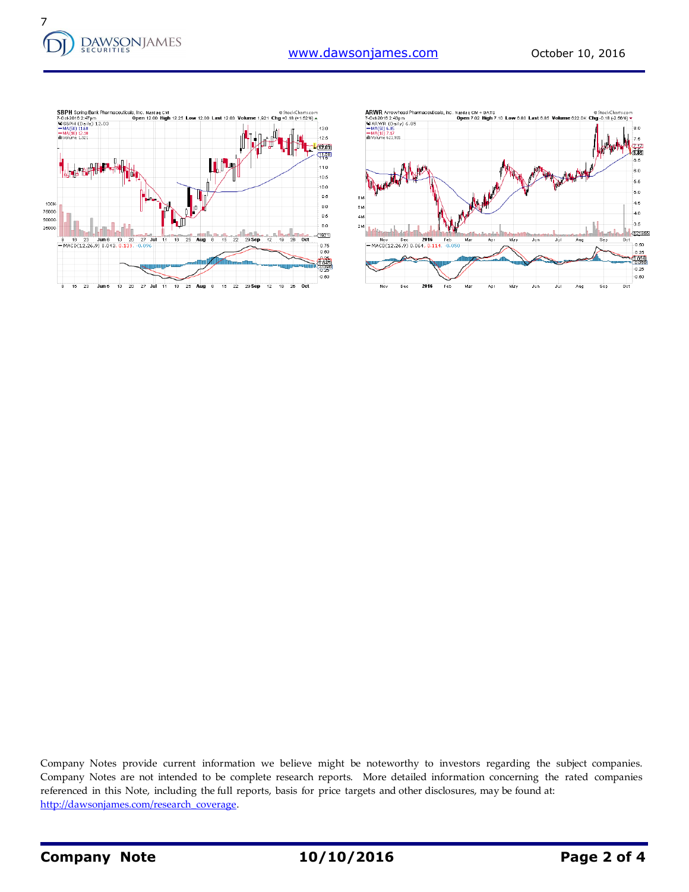Company Notes provide current information we believe might be noteworthy to investors regarding the subject companies. Company Notes are not intended to be complete research reports. More detailed information concerning the rated companies referenced in this Note, including the full reports, basis for price targets and other disclosures, may be found at: http://dawsonjames.com/research_coverage.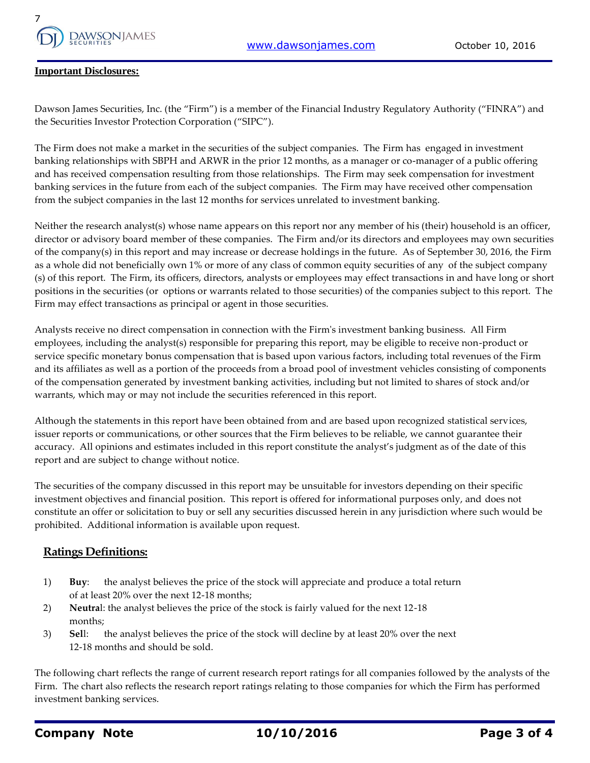## Important Disclosures:

Dawson James Securities, Inc. (the “Firm”) is a member of the Financial Industry Regulatory Authority (“FINRA”) and the Securities Investor Protection Corporation (“SIPC”).

The Firm does not make a market in the securities of the subject companies. The Firm has engaged in investment banking relationships with SBPH and ARWR in the prior 12 months, as a manager or co-manager of a public offering and has received compensation resulting from those relationships. The Firm may seek compensation for investment banking services in the future from each of the subject companies. The Firm may have received other compensation from the subject companies in the last 12 months for services unrelated to investment banking.

Neither the research analyst(s) whose name appears on this report nor any member of his (their) household is an officer, director or advisory board member of these companies. The Firm and/or its directors and employees may own securities of the company(s) in this report and may increase or decrease holdings in the future. As of September 30, 2016, the Firm as a whole did not beneficially own 1% or more of any class of common equity securities of any of the subject company (s) of this report. The Firm, its officers, directors, analysts or employees may effect transactions in and have long or short positions in the securities (or options or warrants related to those securities) of the companies subject to this report. The Firm may effect transactions as principal or agent in those securities.

Analysts receive no direct compensation in connection with the Firm's investment banking business. All Firm employees, including the analyst(s) responsible for preparing this report, may be eligible to receive non-product or service specific monetary bonus compensation that is based upon various factors, including total revenues of the Firm and its affiliates as well as a portion of the proceeds from a broad pool of investment vehicles consisting of components of the compensation generated by investment banking activities, including but not limited to shares of stock and/or warrants, which may or may not include the securities referenced in this report.

Although the statements in this report have been obtained from and are based upon recognized statistical services, issuer reports or communications, or other sources that the Firm believes to be reliable, we cannot guarantee their accuracy. All opinions and estimates included in this report constitute the analyst’s judgment as of the date of this report and are subject to change without notice.

The securities of the company discussed in this report may be unsuitable for investors depending on their specific investment objectives and financial position. This report is offered for informational purposes only, and does not constitute an offer or solicitation to buy or sell any securities discussed herein in any jurisdiction where such would be prohibited. Additional information is available upon request.

## Ratings Definitions:

1) **Buy**: the analyst believes the price of the stock will appreciate and produce a total return of at least 20% over the next 12-18 months;
2) **Neutral**: the analyst believes the price of the stock is fairly valued for the next 12-18 months;
3) **Sell**: the analyst believes the price of the stock will decline by at least 20% over the next 12-18 months and should be sold.

The following chart reflects the range of current research report ratings for all companies followed by the analysts of the Firm. The chart also reflects the research report ratings relating to those companies for which the Firm has performed investment banking services.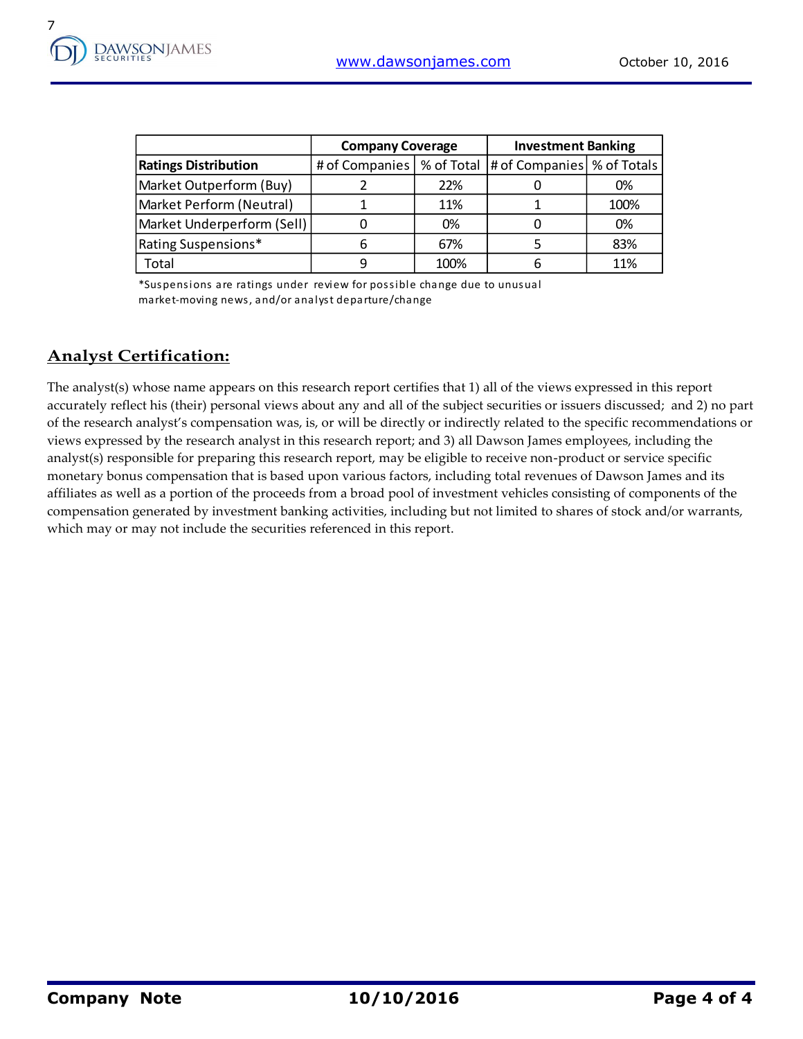| | Company Coverage | | Investment Banking | |
|---|---|---|---|---|
| Ratings Distribution | # of Companies | % of Total | # of Companies | % of Totals |
| Market Outperform (Buy) | 2 | 22% | 0 | 0% |
| Market Perform (Neutral) | 1 | 11% | 1 | 100% |
| Market Underperform (Sell) | 0 | 0% | 0 | 0% |
| Rating Suspensions* | 6 | 67% | 5 | 83% |
| Total | 9 | 100% | 6 | 11% |

*Suspensions are ratings under review for possible change due to unusual market-moving news, and/or analyst departure/change

## Analyst Certification:

The analyst(s) whose name appears on this research report certifies that 1) all of the views expressed in this report accurately reflect his (their) personal views about any and all of the subject securities or issuers discussed; and 2) no part of the research analyst's compensation was, is, or will be directly or indirectly related to the specific recommendations or views expressed by the research analyst in this research report; and 3) all Dawson James employees, including the analyst(s) responsible for preparing this research report, may be eligible to receive non-product or service specific monetary bonus compensation that is based upon various factors, including total revenues of Dawson James and its affiliates as well as a portion of the proceeds from a broad pool of investment vehicles consisting of components of the compensation generated by investment banking activities, including but not limited to shares of stock and/or warrants, which may or may not include the securities referenced in this report.